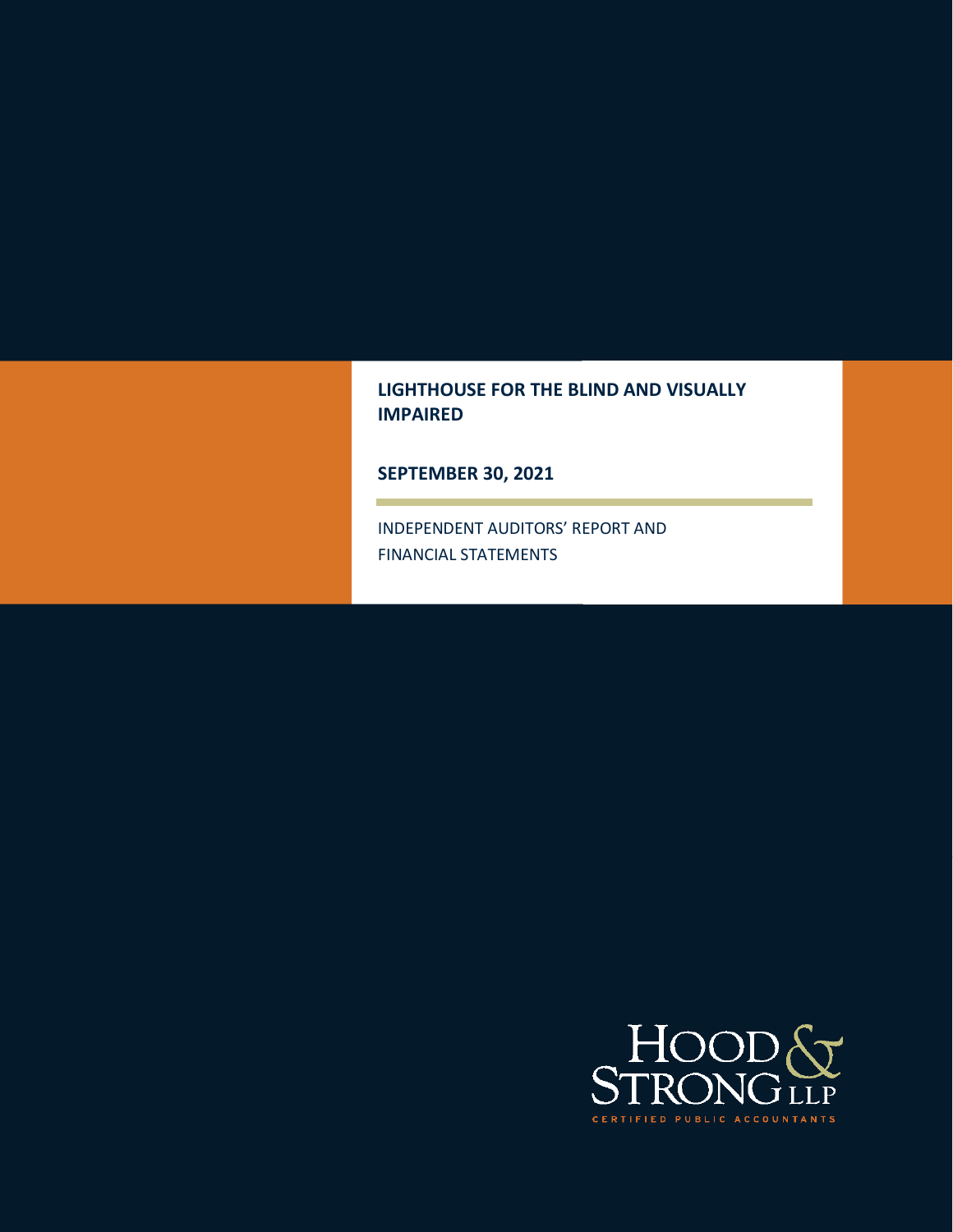# LIGHTHOUSE FOR THE BLIND AND VISUALLY IMPAIRED

## SEPTEMBER 30, 2021

INDEPENDENT AUDITORS' REPORT AND FINANCIAL STATEMENTS

HOOD & STRONG LLP
CERTIFIED PUBLIC ACCOUNTANTS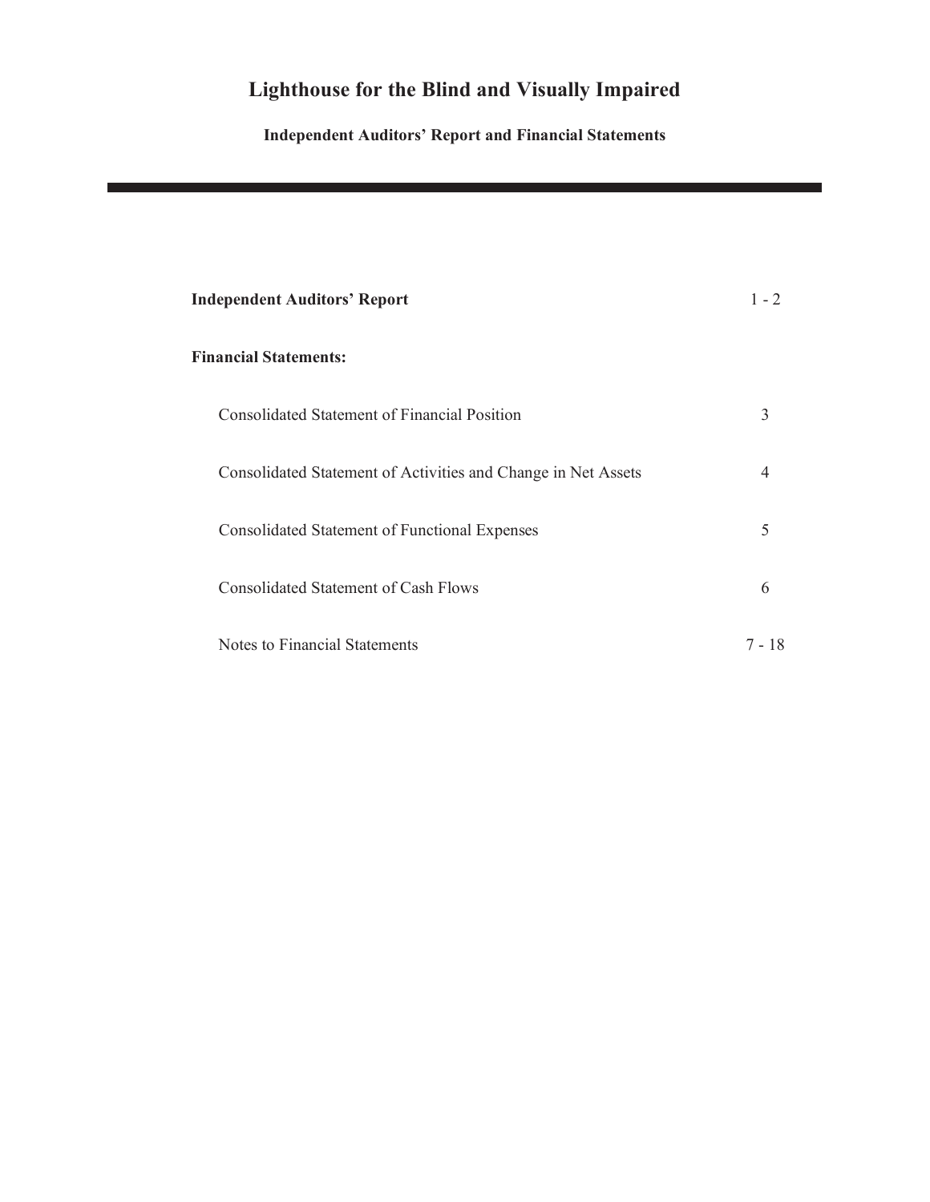# Lighthouse for the Blind and Visually Impaired

## Independent Auditors' Report and Financial Statements

---

| | |
|---|---|
| **Independent Auditors' Report** | 1 - 2 |
| **Financial Statements:** | |
| Consolidated Statement of Financial Position | 3 |
| Consolidated Statement of Activities and Change in Net Assets | 4 |
| Consolidated Statement of Functional Expenses | 5 |
| Consolidated Statement of Cash Flows | 6 |
| Notes to Financial Statements | 7 - 18 |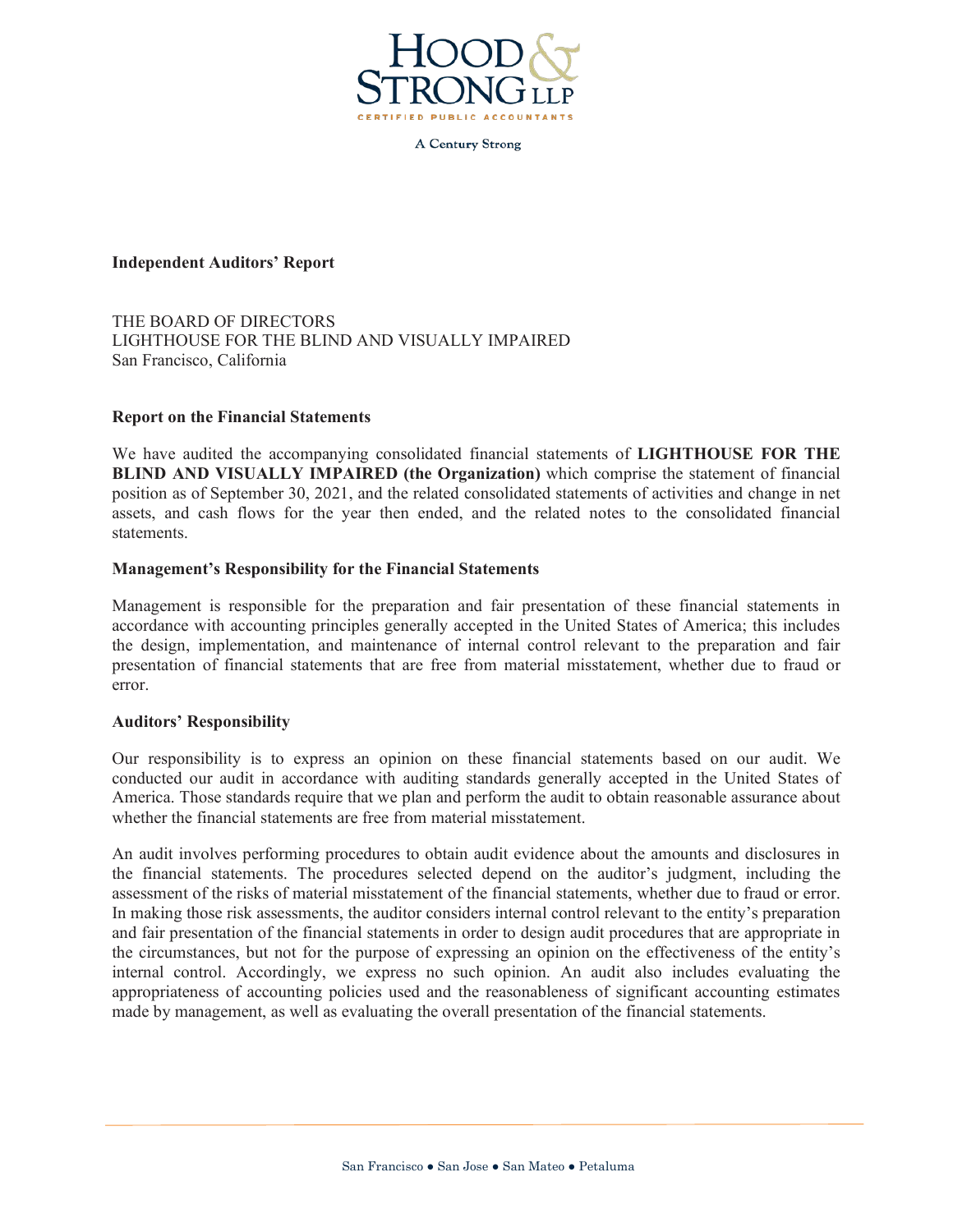**Independent Auditors' Report**

THE BOARD OF DIRECTORS
LIGHTHOUSE FOR THE BLIND AND VISUALLY IMPAIRED
San Francisco, California

**Report on the Financial Statements**

We have audited the accompanying consolidated financial statements of **LIGHTHOUSE FOR THE BLIND AND VISUALLY IMPAIRED (the Organization)** which comprise the statement of financial position as of September 30, 2021, and the related consolidated statements of activities and change in net assets, and cash flows for the year then ended, and the related notes to the consolidated financial statements.

**Management's Responsibility for the Financial Statements**

Management is responsible for the preparation and fair presentation of these financial statements in accordance with accounting principles generally accepted in the United States of America; this includes the design, implementation, and maintenance of internal control relevant to the preparation and fair presentation of financial statements that are free from material misstatement, whether due to fraud or error.

**Auditors' Responsibility**

Our responsibility is to express an opinion on these financial statements based on our audit. We conducted our audit in accordance with auditing standards generally accepted in the United States of America. Those standards require that we plan and perform the audit to obtain reasonable assurance about whether the financial statements are free from material misstatement.

An audit involves performing procedures to obtain audit evidence about the amounts and disclosures in the financial statements. The procedures selected depend on the auditor's judgment, including the assessment of the risks of material misstatement of the financial statements, whether due to fraud or error. In making those risk assessments, the auditor considers internal control relevant to the entity's preparation and fair presentation of the financial statements in order to design audit procedures that are appropriate in the circumstances, but not for the purpose of expressing an opinion on the effectiveness of the entity's internal control. Accordingly, we express no such opinion. An audit also includes evaluating the appropriateness of accounting policies used and the reasonableness of significant accounting estimates made by management, as well as evaluating the overall presentation of the financial statements.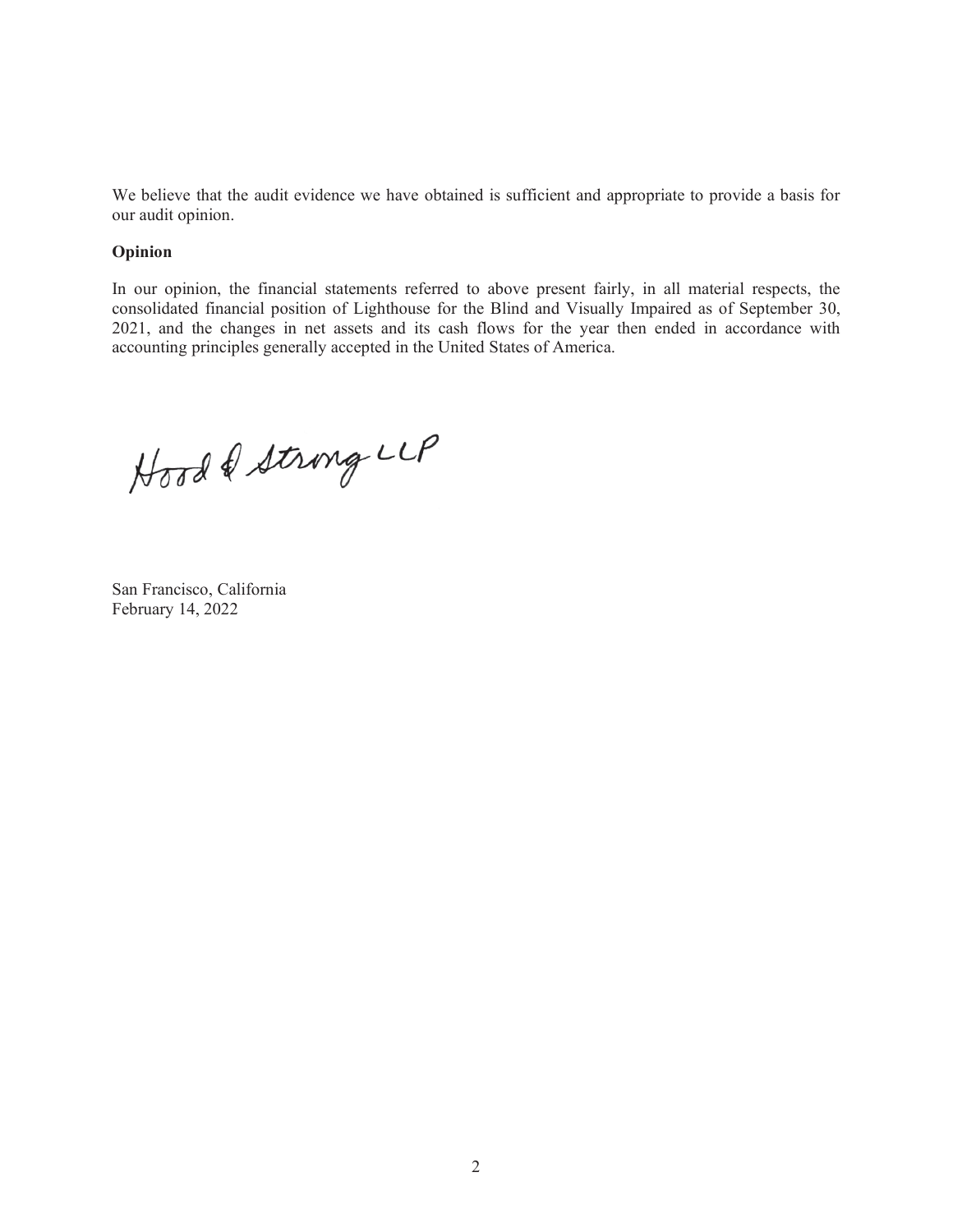We believe that the audit evidence we have obtained is sufficient and appropriate to provide a basis for our audit opinion.

**Opinion**

In our opinion, the financial statements referred to above present fairly, in all material respects, the consolidated financial position of Lighthouse for the Blind and Visually Impaired as of September 30, 2021, and the changes in net assets and its cash flows for the year then ended in accordance with accounting principles generally accepted in the United States of America.

Hood & Strong LLP

San Francisco, California
February 14, 2022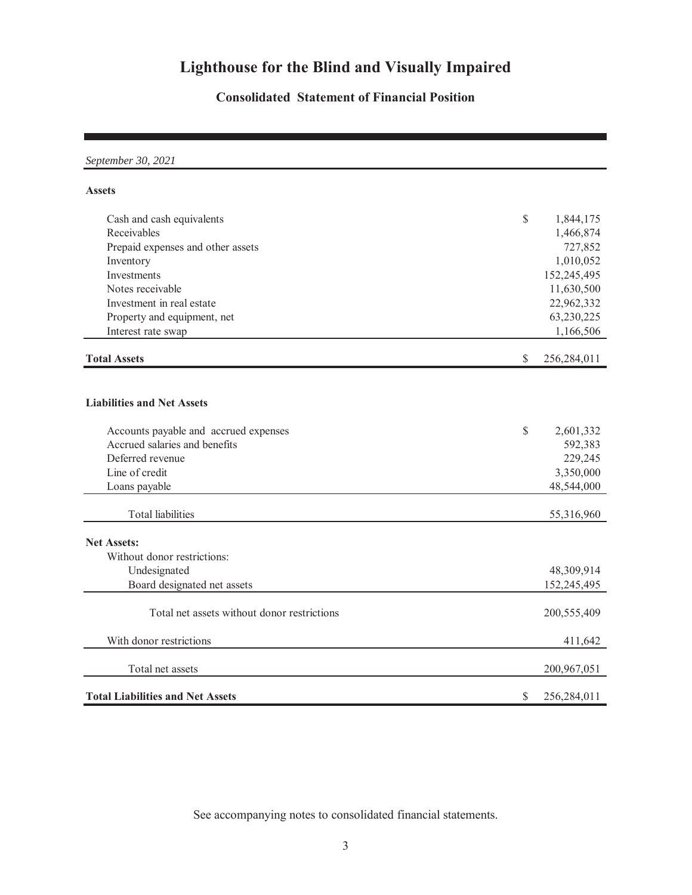# Lighthouse for the Blind and Visually Impaired

## Consolidated Statement of Financial Position

| *September 30, 2021* | | |
|---|---|---|
| **Assets** | | |
| Cash and cash equivalents | $ | 1,844,175 |
| Receivables | | 1,466,874 |
| Prepaid expenses and other assets | | 727,852 |
| Inventory | | 1,010,052 |
| Investments | | 152,245,495 |
| Notes receivable | | 11,630,500 |
| Investment in real estate | | 22,962,332 |
| Property and equipment, net | | 63,230,225 |
| Interest rate swap | | 1,166,506 |
| **Total Assets** | $ | 256,284,011 |
| | | |
| **Liabilities and Net Assets** | | |
| Accounts payable and accrued expenses | $ | 2,601,332 |
| Accrued salaries and benefits | | 592,383 |
| Deferred revenue | | 229,245 |
| Line of credit | | 3,350,000 |
| Loans payable | | 48,544,000 |
| Total liabilities | | 55,316,960 |
| **Net Assets:** | | |
| Without donor restrictions: | | |
| Undesignated | | 48,309,914 |
| Board designated net assets | | 152,245,495 |
| Total net assets without donor restrictions | | 200,555,409 |
| With donor restrictions | | 411,642 |
| Total net assets | | 200,967,051 |
| **Total Liabilities and Net Assets** | $ | 256,284,011 |

See accompanying notes to consolidated financial statements.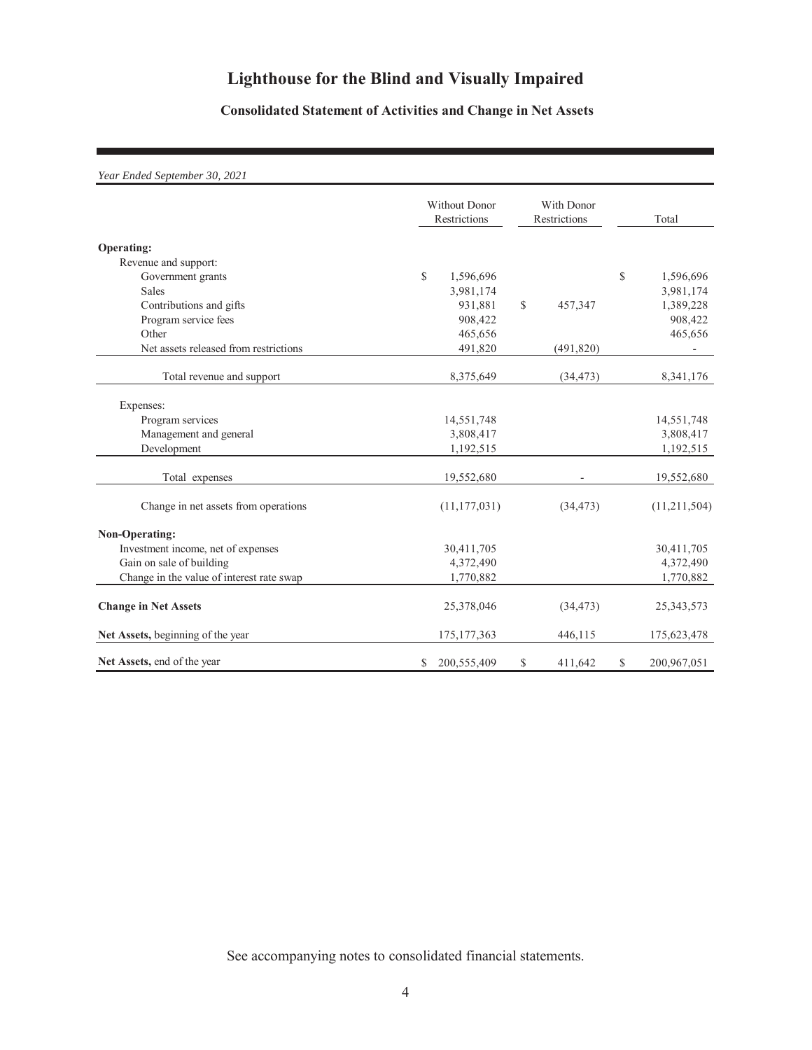# Lighthouse for the Blind and Visually Impaired

## Consolidated Statement of Activities and Change in Net Assets

*Year Ended September 30, 2021*

| | Without Donor Restrictions | With Donor Restrictions | Total |
|---|---|---|---|
| **Operating:** | | | |
| Revenue and support: | | | |
| Government grants | $ 1,596,696 | | $ 1,596,696 |
| Sales | 3,981,174 | | 3,981,174 |
| Contributions and gifts | 931,881 | $ 457,347 | 1,389,228 |
| Program service fees | 908,422 | | 908,422 |
| Other | 465,656 | | 465,656 |
| Net assets released from restrictions | 491,820 | (491,820) | - |
| Total revenue and support | 8,375,649 | (34,473) | 8,341,176 |
| Expenses: | | | |
| Program services | 14,551,748 | | 14,551,748 |
| Management and general | 3,808,417 | | 3,808,417 |
| Development | 1,192,515 | | 1,192,515 |
| Total expenses | 19,552,680 | - | 19,552,680 |
| Change in net assets from operations | (11,177,031) | (34,473) | (11,211,504) |
| **Non-Operating:** | | | |
| Investment income, net of expenses | 30,411,705 | | 30,411,705 |
| Gain on sale of building | 4,372,490 | | 4,372,490 |
| Change in the value of interest rate swap | 1,770,882 | | 1,770,882 |
| **Change in Net Assets** | 25,378,046 | (34,473) | 25,343,573 |
| **Net Assets,** beginning of the year | 175,177,363 | 446,115 | 175,623,478 |
| **Net Assets,** end of the year | $ 200,555,409 | $ 411,642 | $ 200,967,051 |

See accompanying notes to consolidated financial statements.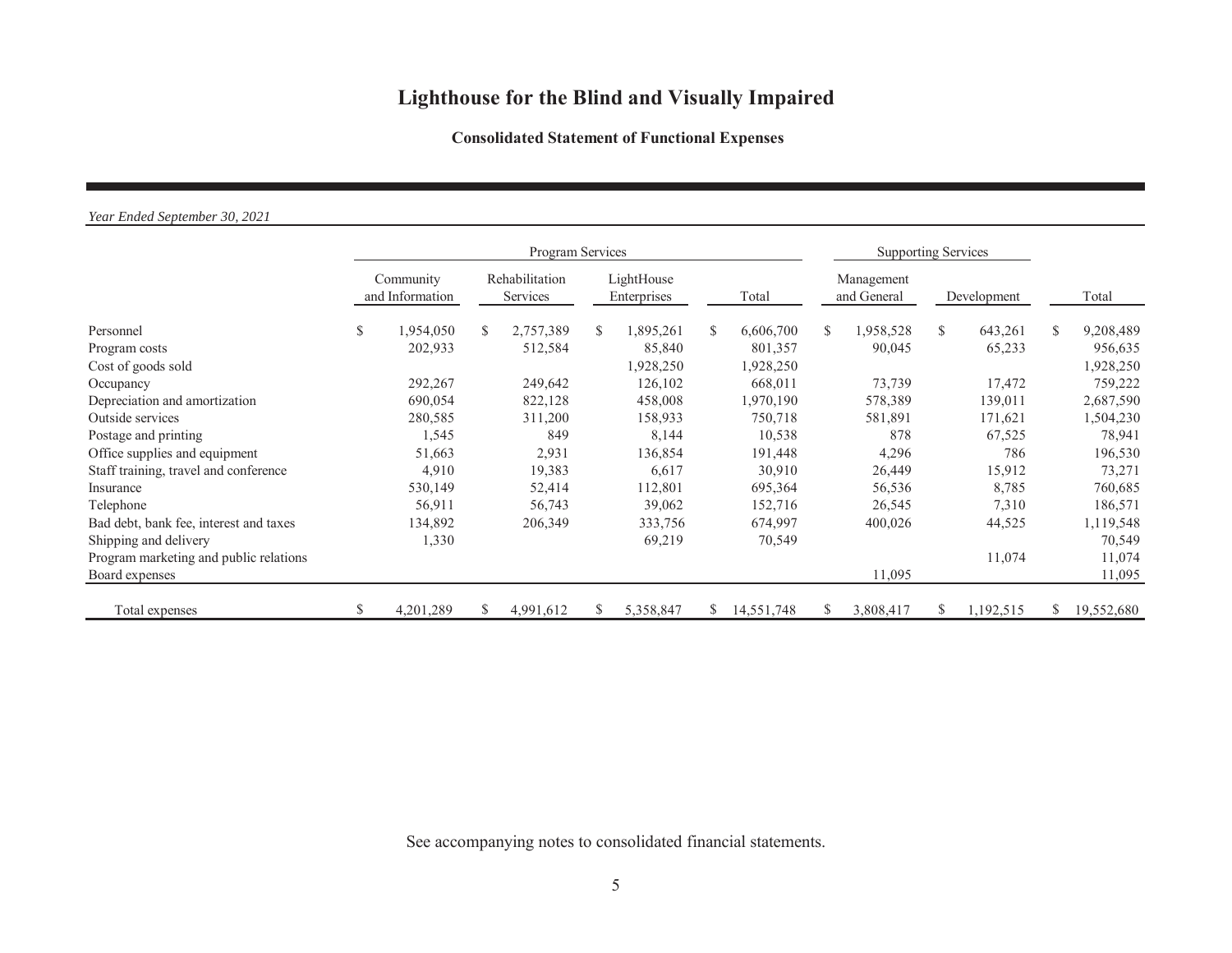# Lighthouse for the Blind and Visually Impaired

**Consolidated Statement of Functional Expenses**

*Year Ended September 30, 2021*

| | Program Services | | | | Supporting Services | | |
|---|---|---|---|---|---|---|---|
| | Community and Information | Rehabilitation Services | LightHouse Enterprises | Total | Management and General | Development | Total |
| Personnel | $ 1,954,050 | $ 2,757,389 | $ 1,895,261 | $ 6,606,700 | $ 1,958,528 | $ 643,261 | $ 9,208,489 |
| Program costs | 202,933 | 512,584 | 85,840 | 801,357 | 90,045 | 65,233 | 956,635 |
| Cost of goods sold | | | 1,928,250 | 1,928,250 | | | 1,928,250 |
| Occupancy | 292,267 | 249,642 | 126,102 | 668,011 | 73,739 | 17,472 | 759,222 |
| Depreciation and amortization | 690,054 | 822,128 | 458,008 | 1,970,190 | 578,389 | 139,011 | 2,687,590 |
| Outside services | 280,585 | 311,200 | 158,933 | 750,718 | 581,891 | 171,621 | 1,504,230 |
| Postage and printing | 1,545 | 849 | 8,144 | 10,538 | 878 | 67,525 | 78,941 |
| Office supplies and equipment | 51,663 | 2,931 | 136,854 | 191,448 | 4,296 | 786 | 196,530 |
| Staff training, travel and conference | 4,910 | 19,383 | 6,617 | 30,910 | 26,449 | 15,912 | 73,271 |
| Insurance | 530,149 | 52,414 | 112,801 | 695,364 | 56,536 | 8,785 | 760,685 |
| Telephone | 56,911 | 56,743 | 39,062 | 152,716 | 26,545 | 7,310 | 186,571 |
| Bad debt, bank fee, interest and taxes | 134,892 | 206,349 | 333,756 | 674,997 | 400,026 | 44,525 | 1,119,548 |
| Shipping and delivery | 1,330 | | 69,219 | 70,549 | | | 70,549 |
| Program marketing and public relations | | | | | | 11,074 | 11,074 |
| Board expenses | | | | | 11,095 | | 11,095 |
| Total expenses | $ 4,201,289 | $ 4,991,612 | $ 5,358,847 | $ 14,551,748 | $ 3,808,417 | $ 1,192,515 | $ 19,552,680 |

See accompanying notes to consolidated financial statements.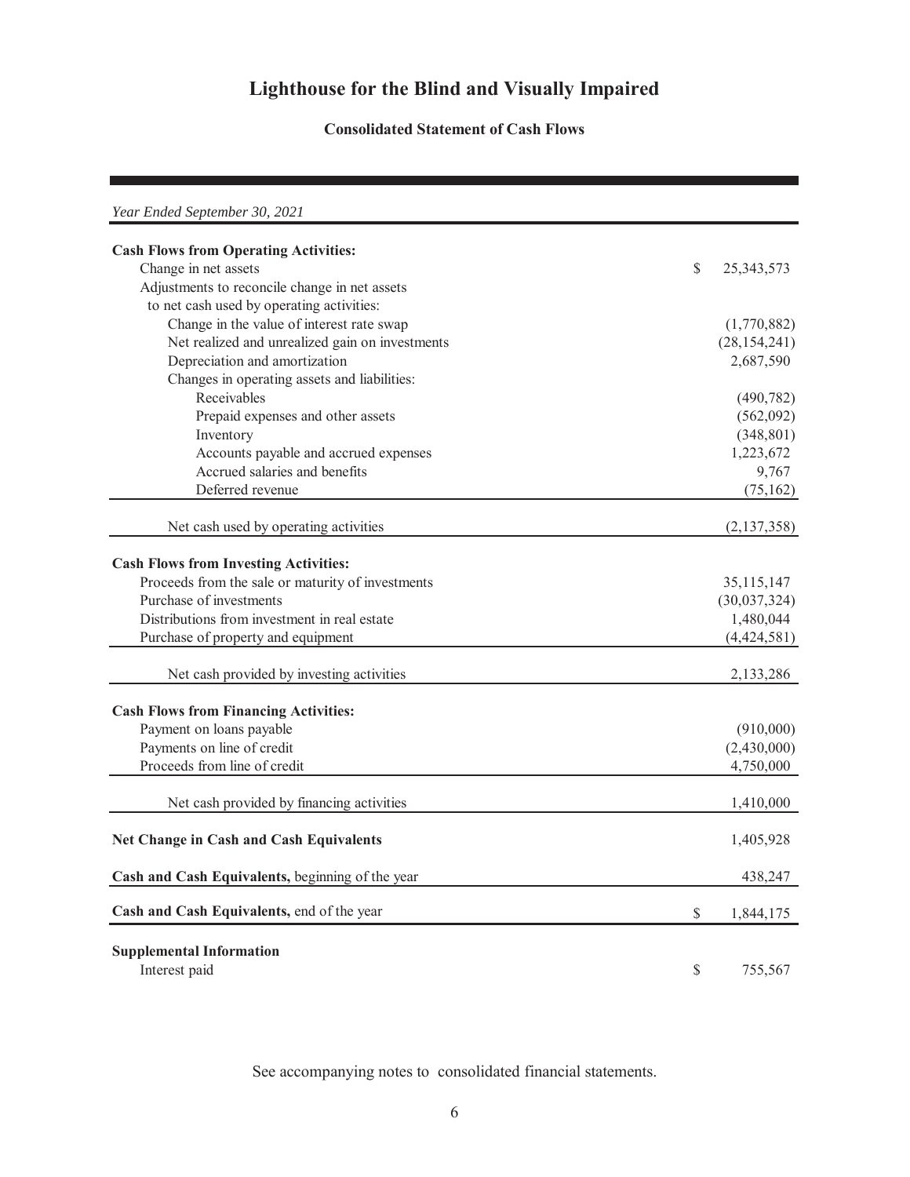# Lighthouse for the Blind and Visually Impaired

## Consolidated Statement of Cash Flows

| *Year Ended September 30, 2021* | |
|---|---|
| **Cash Flows from Operating Activities:** | |
| Change in net assets | $ 25,343,573 |
| Adjustments to reconcile change in net assets to net cash used by operating activities: | |
| Change in the value of interest rate swap | (1,770,882) |
| Net realized and unrealized gain on investments | (28,154,241) |
| Depreciation and amortization | 2,687,590 |
| Changes in operating assets and liabilities: | |
| Receivables | (490,782) |
| Prepaid expenses and other assets | (562,092) |
| Inventory | (348,801) |
| Accounts payable and accrued expenses | 1,223,672 |
| Accrued salaries and benefits | 9,767 |
| Deferred revenue | (75,162) |
| Net cash used by operating activities | (2,137,358) |
| **Cash Flows from Investing Activities:** | |
| Proceeds from the sale or maturity of investments | 35,115,147 |
| Purchase of investments | (30,037,324) |
| Distributions from investment in real estate | 1,480,044 |
| Purchase of property and equipment | (4,424,581) |
| Net cash provided by investing activities | 2,133,286 |
| **Cash Flows from Financing Activities:** | |
| Payment on loans payable | (910,000) |
| Payments on line of credit | (2,430,000) |
| Proceeds from line of credit | 4,750,000 |
| Net cash provided by financing activities | 1,410,000 |
| **Net Change in Cash and Cash Equivalents** | 1,405,928 |
| **Cash and Cash Equivalents,** beginning of the year | 438,247 |
| **Cash and Cash Equivalents,** end of the year | $ 1,844,175 |
| **Supplemental Information** | |
| Interest paid | $ 755,567 |

See accompanying notes to consolidated financial statements.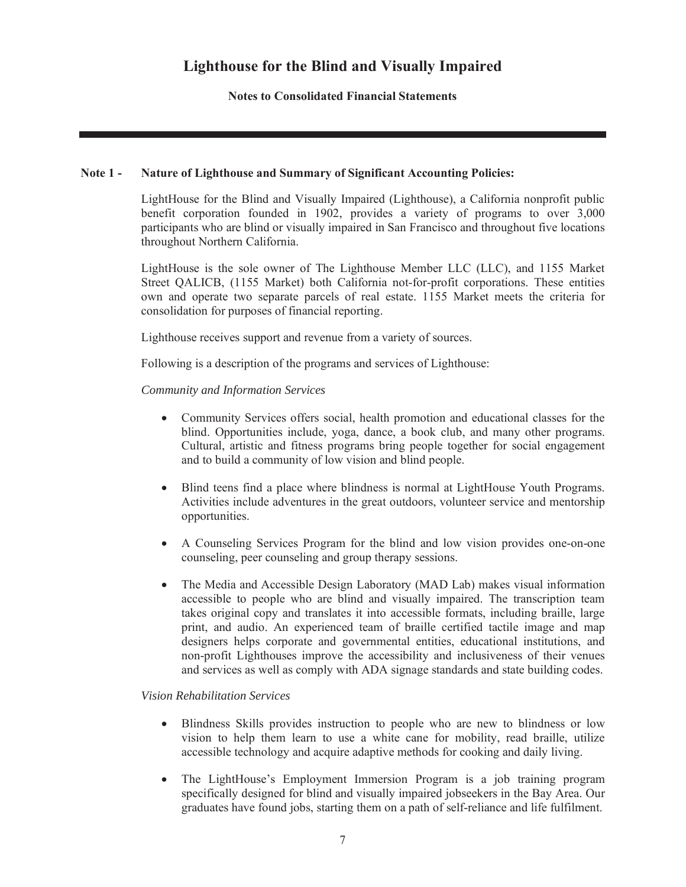# Lighthouse for the Blind and Visually Impaired

**Notes to Consolidated Financial Statements**

## Note 1 - Nature of Lighthouse and Summary of Significant Accounting Policies:

LightHouse for the Blind and Visually Impaired (Lighthouse), a California nonprofit public benefit corporation founded in 1902, provides a variety of programs to over 3,000 participants who are blind or visually impaired in San Francisco and throughout five locations throughout Northern California.

LightHouse is the sole owner of The Lighthouse Member LLC (LLC), and 1155 Market Street QALICB, (1155 Market) both California not-for-profit corporations. These entities own and operate two separate parcels of real estate. 1155 Market meets the criteria for consolidation for purposes of financial reporting.

Lighthouse receives support and revenue from a variety of sources.

Following is a description of the programs and services of Lighthouse:

*Community and Information Services*

- Community Services offers social, health promotion and educational classes for the blind. Opportunities include, yoga, dance, a book club, and many other programs. Cultural, artistic and fitness programs bring people together for social engagement and to build a community of low vision and blind people.
- Blind teens find a place where blindness is normal at LightHouse Youth Programs. Activities include adventures in the great outdoors, volunteer service and mentorship opportunities.
- A Counseling Services Program for the blind and low vision provides one-on-one counseling, peer counseling and group therapy sessions.
- The Media and Accessible Design Laboratory (MAD Lab) makes visual information accessible to people who are blind and visually impaired. The transcription team takes original copy and translates it into accessible formats, including braille, large print, and audio. An experienced team of braille certified tactile image and map designers helps corporate and governmental entities, educational institutions, and non-profit Lighthouses improve the accessibility and inclusiveness of their venues and services as well as comply with ADA signage standards and state building codes.

*Vision Rehabilitation Services*

- Blindness Skills provides instruction to people who are new to blindness or low vision to help them learn to use a white cane for mobility, read braille, utilize accessible technology and acquire adaptive methods for cooking and daily living.
- The LightHouse's Employment Immersion Program is a job training program specifically designed for blind and visually impaired jobseekers in the Bay Area. Our graduates have found jobs, starting them on a path of self-reliance and life fulfilment.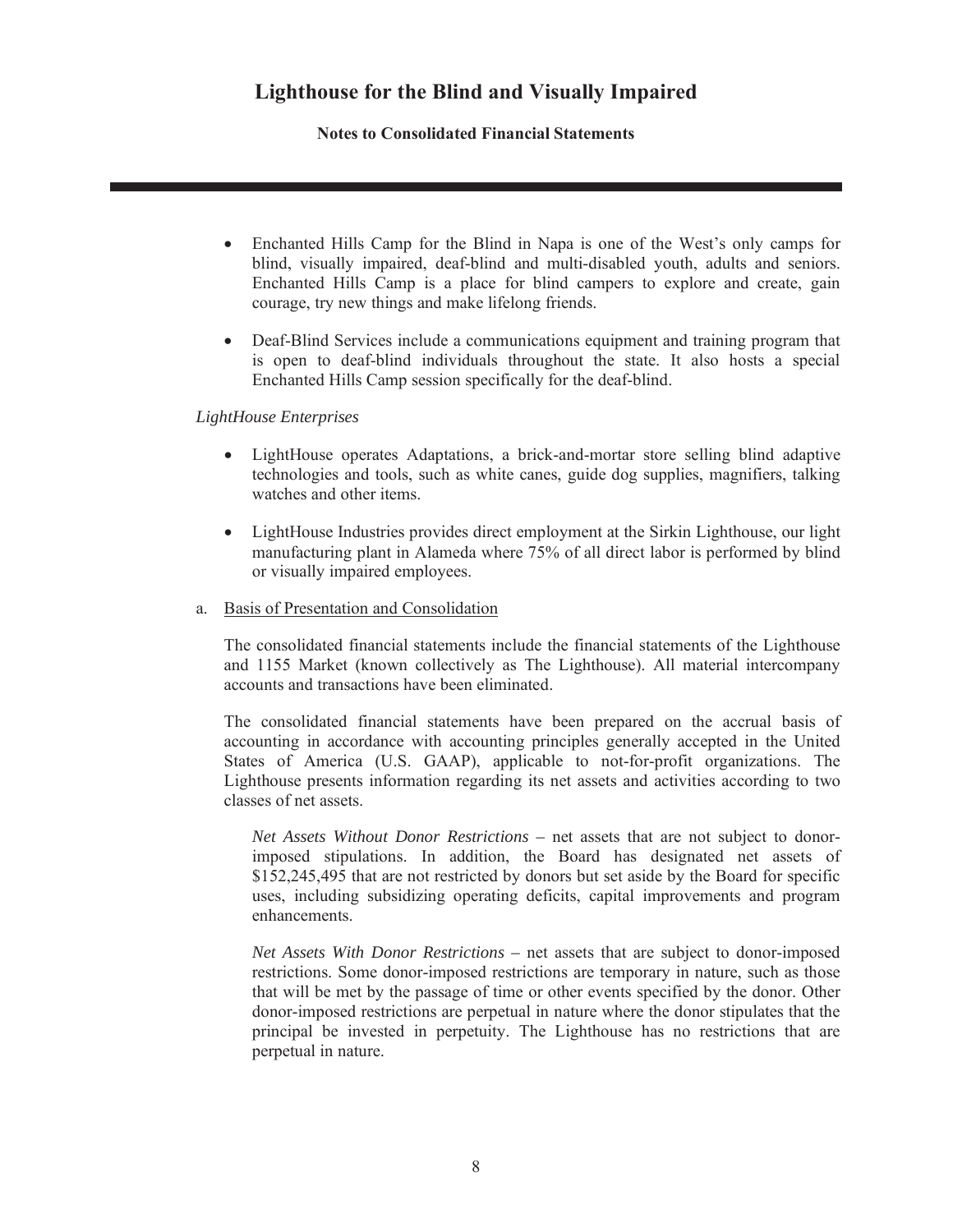- Enchanted Hills Camp for the Blind in Napa is one of the West's only camps for blind, visually impaired, deaf-blind and multi-disabled youth, adults and seniors. Enchanted Hills Camp is a place for blind campers to explore and create, gain courage, try new things and make lifelong friends.

- Deaf-Blind Services include a communications equipment and training program that is open to deaf-blind individuals throughout the state. It also hosts a special Enchanted Hills Camp session specifically for the deaf-blind.

*LightHouse Enterprises*

- LightHouse operates Adaptations, a brick-and-mortar store selling blind adaptive technologies and tools, such as white canes, guide dog supplies, magnifiers, talking watches and other items.

- LightHouse Industries provides direct employment at the Sirkin Lighthouse, our light manufacturing plant in Alameda where 75% of all direct labor is performed by blind or visually impaired employees.

a. Basis of Presentation and Consolidation

The consolidated financial statements include the financial statements of the Lighthouse and 1155 Market (known collectively as The Lighthouse). All material intercompany accounts and transactions have been eliminated.

The consolidated financial statements have been prepared on the accrual basis of accounting in accordance with accounting principles generally accepted in the United States of America (U.S. GAAP), applicable to not-for-profit organizations. The Lighthouse presents information regarding its net assets and activities according to two classes of net assets.

*Net Assets Without Donor Restrictions* – net assets that are not subject to donor-imposed stipulations. In addition, the Board has designated net assets of $152,245,495 that are not restricted by donors but set aside by the Board for specific uses, including subsidizing operating deficits, capital improvements and program enhancements.

*Net Assets With Donor Restrictions* – net assets that are subject to donor-imposed restrictions. Some donor-imposed restrictions are temporary in nature, such as those that will be met by the passage of time or other events specified by the donor. Other donor-imposed restrictions are perpetual in nature where the donor stipulates that the principal be invested in perpetuity. The Lighthouse has no restrictions that are perpetual in nature.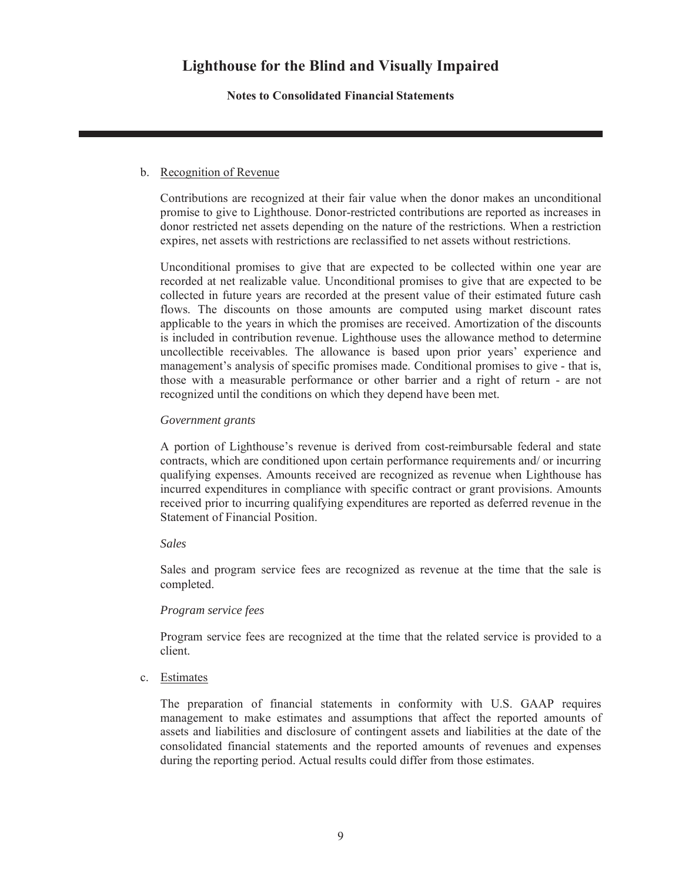b. Recognition of Revenue

Contributions are recognized at their fair value when the donor makes an unconditional promise to give to Lighthouse. Donor-restricted contributions are reported as increases in donor restricted net assets depending on the nature of the restrictions. When a restriction expires, net assets with restrictions are reclassified to net assets without restrictions.

Unconditional promises to give that are expected to be collected within one year are recorded at net realizable value. Unconditional promises to give that are expected to be collected in future years are recorded at the present value of their estimated future cash flows. The discounts on those amounts are computed using market discount rates applicable to the years in which the promises are received. Amortization of the discounts is included in contribution revenue. Lighthouse uses the allowance method to determine uncollectible receivables. The allowance is based upon prior years' experience and management's analysis of specific promises made. Conditional promises to give - that is, those with a measurable performance or other barrier and a right of return - are not recognized until the conditions on which they depend have been met.

*Government grants*

A portion of Lighthouse's revenue is derived from cost-reimbursable federal and state contracts, which are conditioned upon certain performance requirements and/ or incurring qualifying expenses. Amounts received are recognized as revenue when Lighthouse has incurred expenditures in compliance with specific contract or grant provisions. Amounts received prior to incurring qualifying expenditures are reported as deferred revenue in the Statement of Financial Position.

*Sales*

Sales and program service fees are recognized as revenue at the time that the sale is completed.

*Program service fees*

Program service fees are recognized at the time that the related service is provided to a client.

c. Estimates

The preparation of financial statements in conformity with U.S. GAAP requires management to make estimates and assumptions that affect the reported amounts of assets and liabilities and disclosure of contingent assets and liabilities at the date of the consolidated financial statements and the reported amounts of revenues and expenses during the reporting period. Actual results could differ from those estimates.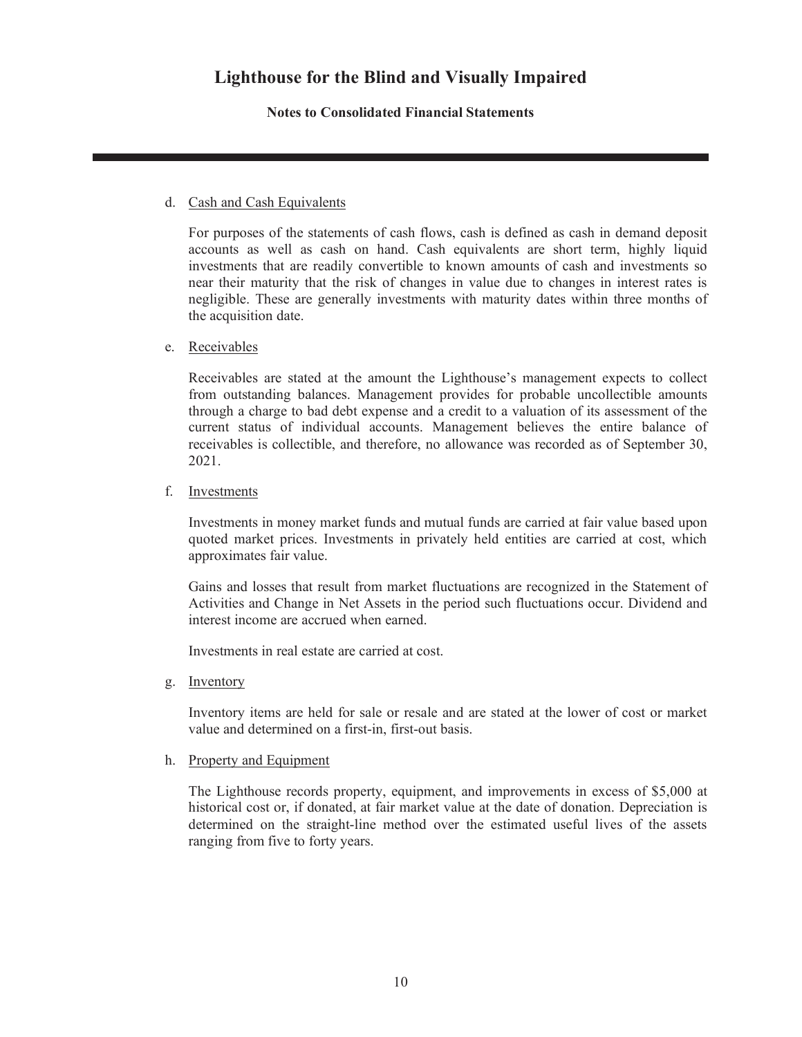# Lighthouse for the Blind and Visually Impaired

**Notes to Consolidated Financial Statements**

d. Cash and Cash Equivalents

For purposes of the statements of cash flows, cash is defined as cash in demand deposit accounts as well as cash on hand. Cash equivalents are short term, highly liquid investments that are readily convertible to known amounts of cash and investments so near their maturity that the risk of changes in value due to changes in interest rates is negligible. These are generally investments with maturity dates within three months of the acquisition date.

e. Receivables

Receivables are stated at the amount the Lighthouse's management expects to collect from outstanding balances. Management provides for probable uncollectible amounts through a charge to bad debt expense and a credit to a valuation of its assessment of the current status of individual accounts. Management believes the entire balance of receivables is collectible, and therefore, no allowance was recorded as of September 30, 2021.

f. Investments

Investments in money market funds and mutual funds are carried at fair value based upon quoted market prices. Investments in privately held entities are carried at cost, which approximates fair value.

Gains and losses that result from market fluctuations are recognized in the Statement of Activities and Change in Net Assets in the period such fluctuations occur. Dividend and interest income are accrued when earned.

Investments in real estate are carried at cost.

g. Inventory

Inventory items are held for sale or resale and are stated at the lower of cost or market value and determined on a first-in, first-out basis.

h. Property and Equipment

The Lighthouse records property, equipment, and improvements in excess of $5,000 at historical cost or, if donated, at fair market value at the date of donation. Depreciation is determined on the straight-line method over the estimated useful lives of the assets ranging from five to forty years.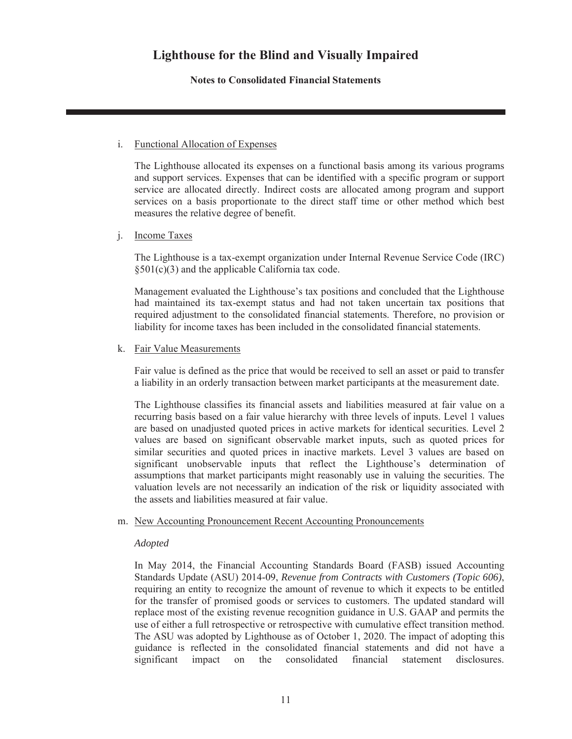# Lighthouse for the Blind and Visually Impaired

**Notes to Consolidated Financial Statements**

i. Functional Allocation of Expenses

The Lighthouse allocated its expenses on a functional basis among its various programs and support services. Expenses that can be identified with a specific program or support service are allocated directly. Indirect costs are allocated among program and support services on a basis proportionate to the direct staff time or other method which best measures the relative degree of benefit.

j. Income Taxes

The Lighthouse is a tax-exempt organization under Internal Revenue Service Code (IRC) §501(c)(3) and the applicable California tax code.

Management evaluated the Lighthouse's tax positions and concluded that the Lighthouse had maintained its tax-exempt status and had not taken uncertain tax positions that required adjustment to the consolidated financial statements. Therefore, no provision or liability for income taxes has been included in the consolidated financial statements.

k. Fair Value Measurements

Fair value is defined as the price that would be received to sell an asset or paid to transfer a liability in an orderly transaction between market participants at the measurement date.

The Lighthouse classifies its financial assets and liabilities measured at fair value on a recurring basis based on a fair value hierarchy with three levels of inputs. Level 1 values are based on unadjusted quoted prices in active markets for identical securities. Level 2 values are based on significant observable market inputs, such as quoted prices for similar securities and quoted prices in inactive markets. Level 3 values are based on significant unobservable inputs that reflect the Lighthouse's determination of assumptions that market participants might reasonably use in valuing the securities. The valuation levels are not necessarily an indication of the risk or liquidity associated with the assets and liabilities measured at fair value.

m. New Accounting Pronouncement Recent Accounting Pronouncements

*Adopted*

In May 2014, the Financial Accounting Standards Board (FASB) issued Accounting Standards Update (ASU) 2014-09, *Revenue from Contracts with Customers (Topic 606)*, requiring an entity to recognize the amount of revenue to which it expects to be entitled for the transfer of promised goods or services to customers. The updated standard will replace most of the existing revenue recognition guidance in U.S. GAAP and permits the use of either a full retrospective or retrospective with cumulative effect transition method. The ASU was adopted by Lighthouse as of October 1, 2020. The impact of adopting this guidance is reflected in the consolidated financial statements and did not have a significant impact on the consolidated financial statement disclosures.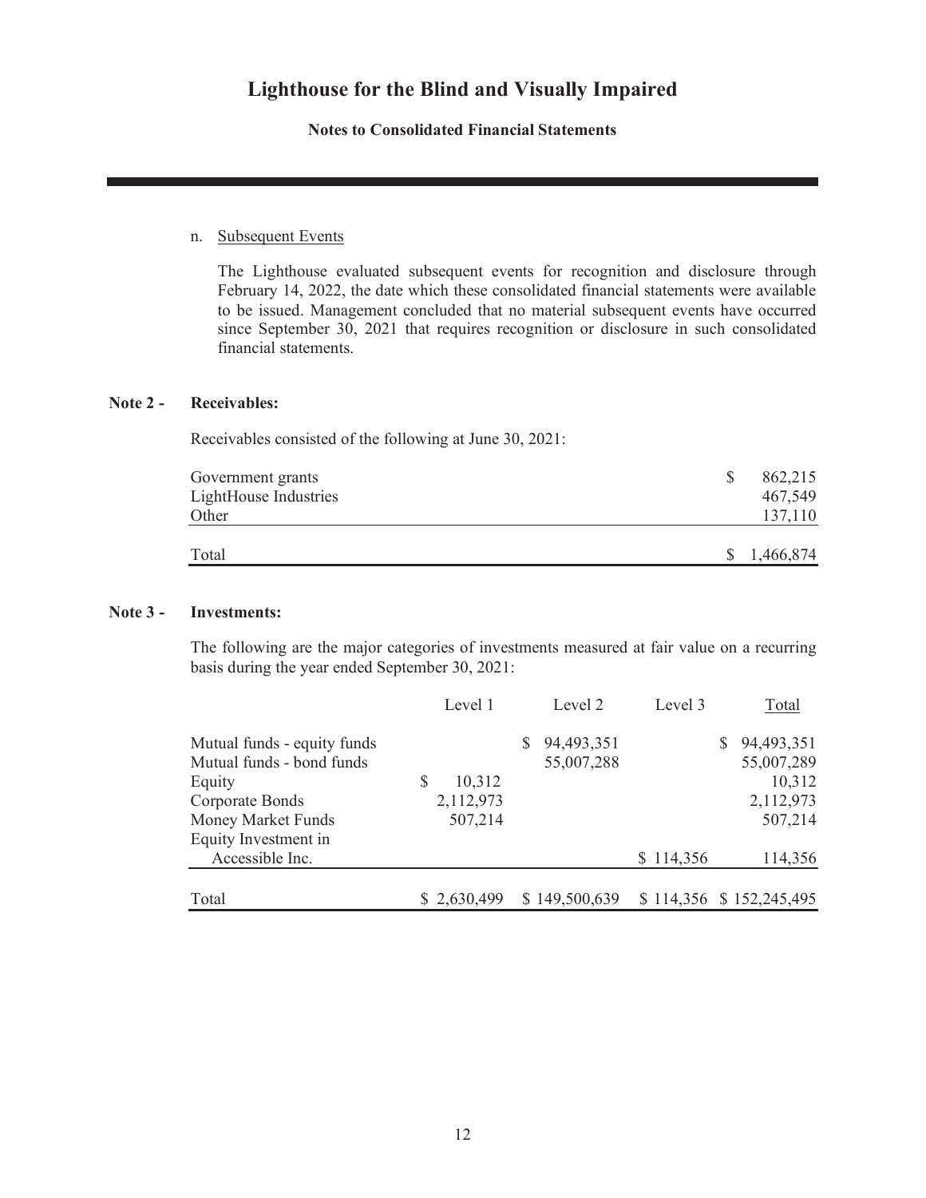n. Subsequent Events

The Lighthouse evaluated subsequent events for recognition and disclosure through February 14, 2022, the date which these consolidated financial statements were available to be issued. Management concluded that no material subsequent events have occurred since September 30, 2021 that requires recognition or disclosure in such consolidated financial statements.

## Note 2 - Receivables:

Receivables consisted of the following at June 30, 2021:

| | |
|---|---|
| Government grants | $ 862,215 |
| LightHouse Industries | 467,549 |
| Other | 137,110 |
| Total | $ 1,466,874 |

## Note 3 - Investments:

The following are the major categories of investments measured at fair value on a recurring basis during the year ended September 30, 2021:

| | Level 1 | Level 2 | Level 3 | Total |
|---|---|---|---|---|
| Mutual funds - equity funds | | $ 94,493,351 | | $ 94,493,351 |
| Mutual funds - bond funds | | 55,007,288 | | 55,007,289 |
| Equity | $ 10,312 | | | 10,312 |
| Corporate Bonds | 2,112,973 | | | 2,112,973 |
| Money Market Funds | 507,214 | | | 507,214 |
| Equity Investment in Accessible Inc. | | | $ 114,356 | 114,356 |
| Total | $ 2,630,499 | $ 149,500,639 | $ 114,356 | $ 152,245,495 |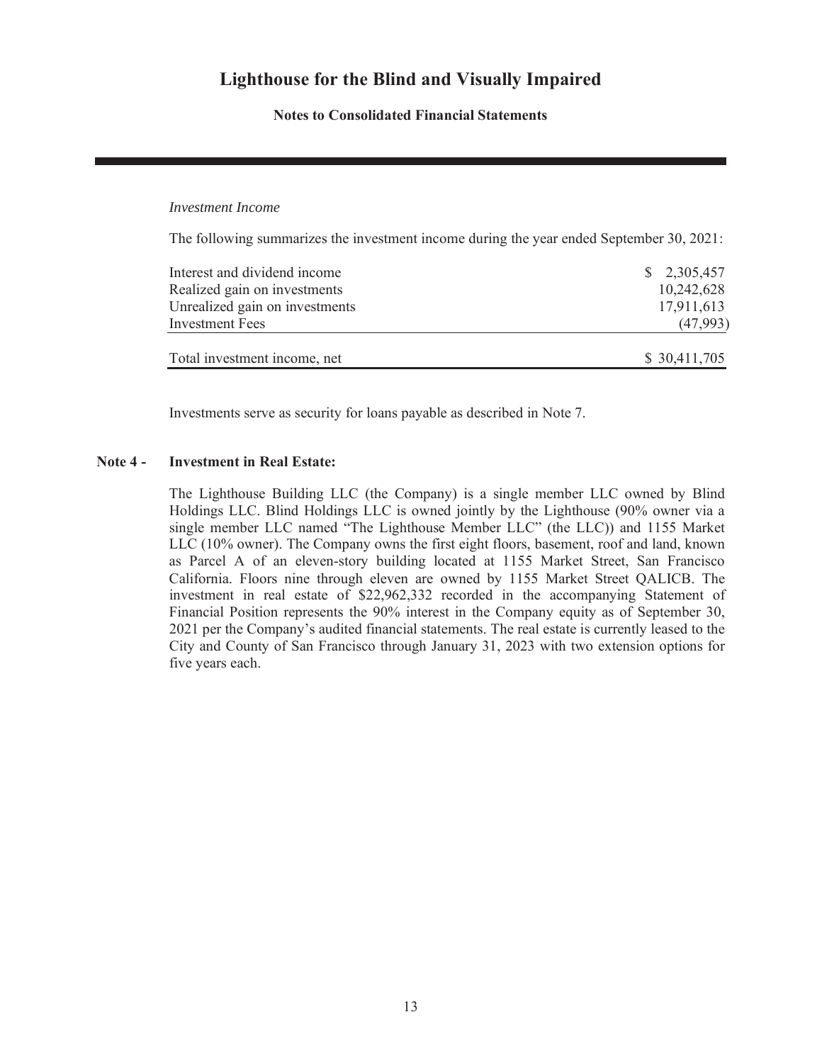*Investment Income*

The following summarizes the investment income during the year ended September 30, 2021:

| | |
|---|---|
| Interest and dividend income | $ 2,305,457 |
| Realized gain on investments | 10,242,628 |
| Unrealized gain on investments | 17,911,613 |
| Investment Fees | (47,993) |
| Total investment income, net | $ 30,411,705 |

Investments serve as security for loans payable as described in Note 7.

## Note 4 - Investment in Real Estate:

The Lighthouse Building LLC (the Company) is a single member LLC owned by Blind Holdings LLC. Blind Holdings LLC is owned jointly by the Lighthouse (90% owner via a single member LLC named "The Lighthouse Member LLC" (the LLC)) and 1155 Market LLC (10% owner). The Company owns the first eight floors, basement, roof and land, known as Parcel A of an eleven-story building located at 1155 Market Street, San Francisco California. Floors nine through eleven are owned by 1155 Market Street QALICB. The investment in real estate of $22,962,332 recorded in the accompanying Statement of Financial Position represents the 90% interest in the Company equity as of September 30, 2021 per the Company's audited financial statements. The real estate is currently leased to the City and County of San Francisco through January 31, 2023 with two extension options for five years each.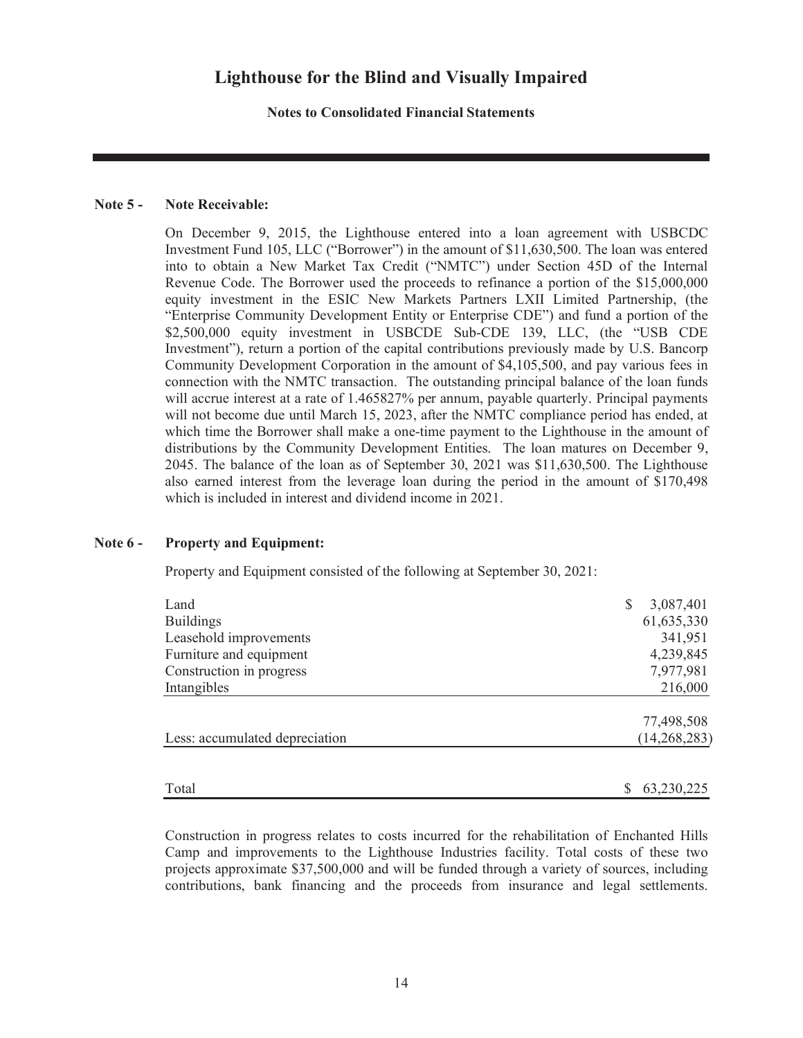# Lighthouse for the Blind and Visually Impaired

**Notes to Consolidated Financial Statements**

## Note 5 - Note Receivable:

On December 9, 2015, the Lighthouse entered into a loan agreement with USBCDC Investment Fund 105, LLC ("Borrower") in the amount of $11,630,500. The loan was entered into to obtain a New Market Tax Credit ("NMTC") under Section 45D of the Internal Revenue Code. The Borrower used the proceeds to refinance a portion of the $15,000,000 equity investment in the ESIC New Markets Partners LXII Limited Partnership, (the "Enterprise Community Development Entity or Enterprise CDE") and fund a portion of the $2,500,000 equity investment in USBCDE Sub-CDE 139, LLC, (the "USB CDE Investment"), return a portion of the capital contributions previously made by U.S. Bancorp Community Development Corporation in the amount of $4,105,500, and pay various fees in connection with the NMTC transaction. The outstanding principal balance of the loan funds will accrue interest at a rate of 1.465827% per annum, payable quarterly. Principal payments will not become due until March 15, 2023, after the NMTC compliance period has ended, at which time the Borrower shall make a one-time payment to the Lighthouse in the amount of distributions by the Community Development Entities. The loan matures on December 9, 2045. The balance of the loan as of September 30, 2021 was $11,630,500. The Lighthouse also earned interest from the leverage loan during the period in the amount of $170,498 which is included in interest and dividend income in 2021.

## Note 6 - Property and Equipment:

Property and Equipment consisted of the following at September 30, 2021:

| | |
|---|---|
| Land | $ 3,087,401 |
| Buildings | 61,635,330 |
| Leasehold improvements | 341,951 |
| Furniture and equipment | 4,239,845 |
| Construction in progress | 7,977,981 |
| Intangibles | 216,000 |
| | 77,498,508 |
| Less: accumulated depreciation | (14,268,283) |
| Total | $ 63,230,225 |

Construction in progress relates to costs incurred for the rehabilitation of Enchanted Hills Camp and improvements to the Lighthouse Industries facility. Total costs of these two projects approximate $37,500,000 and will be funded through a variety of sources, including contributions, bank financing and the proceeds from insurance and legal settlements.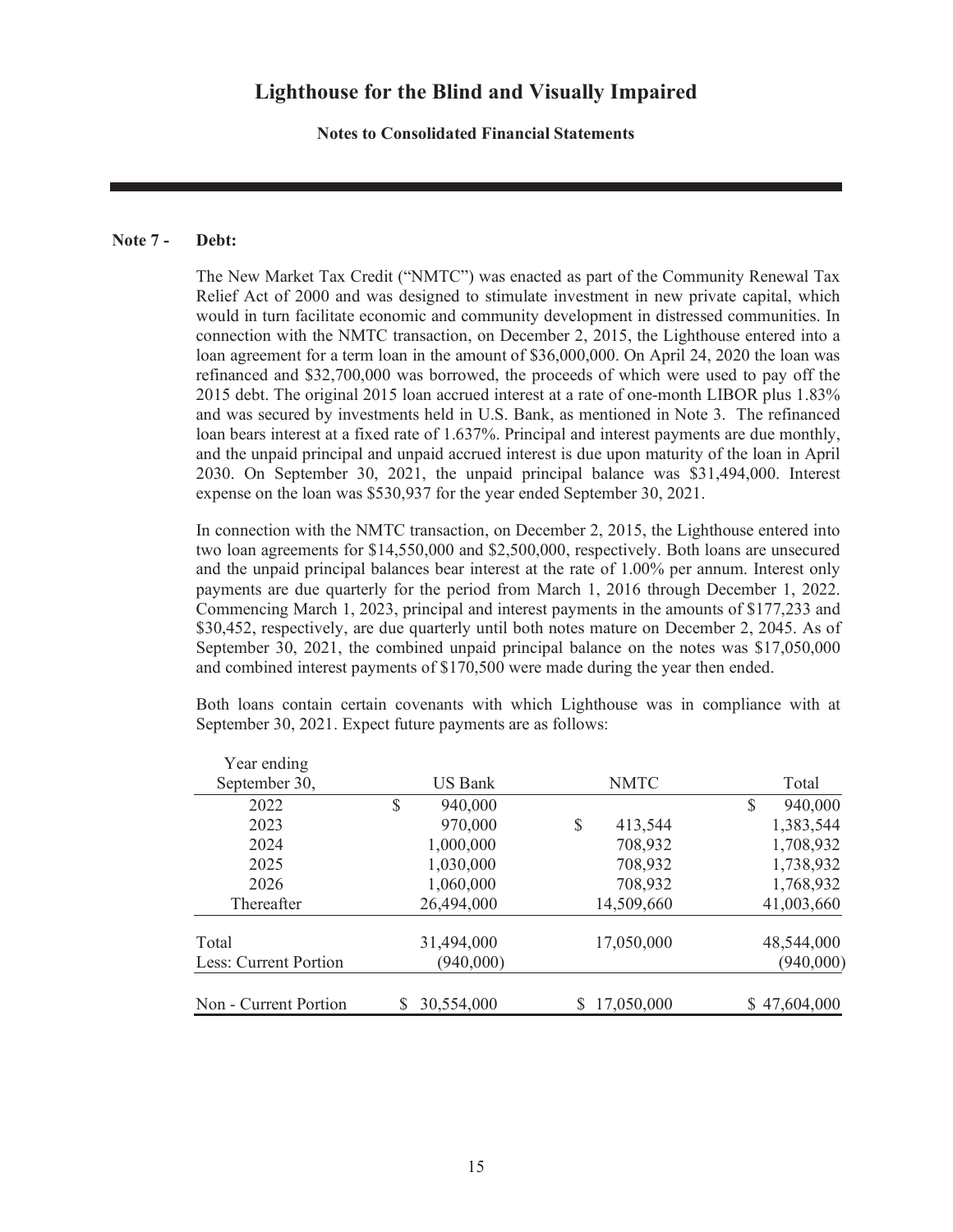# Lighthouse for the Blind and Visually Impaired

**Notes to Consolidated Financial Statements**

## Note 7 - Debt:

The New Market Tax Credit ("NMTC") was enacted as part of the Community Renewal Tax Relief Act of 2000 and was designed to stimulate investment in new private capital, which would in turn facilitate economic and community development in distressed communities. In connection with the NMTC transaction, on December 2, 2015, the Lighthouse entered into a loan agreement for a term loan in the amount of $36,000,000. On April 24, 2020 the loan was refinanced and $32,700,000 was borrowed, the proceeds of which were used to pay off the 2015 debt. The original 2015 loan accrued interest at a rate of one-month LIBOR plus 1.83% and was secured by investments held in U.S. Bank, as mentioned in Note 3. The refinanced loan bears interest at a fixed rate of 1.637%. Principal and interest payments are due monthly, and the unpaid principal and unpaid accrued interest is due upon maturity of the loan in April 2030. On September 30, 2021, the unpaid principal balance was $31,494,000. Interest expense on the loan was $530,937 for the year ended September 30, 2021.

In connection with the NMTC transaction, on December 2, 2015, the Lighthouse entered into two loan agreements for $14,550,000 and $2,500,000, respectively. Both loans are unsecured and the unpaid principal balances bear interest at the rate of 1.00% per annum. Interest only payments are due quarterly for the period from March 1, 2016 through December 1, 2022. Commencing March 1, 2023, principal and interest payments in the amounts of $177,233 and $30,452, respectively, are due quarterly until both notes mature on December 2, 2045. As of September 30, 2021, the combined unpaid principal balance on the notes was $17,050,000 and combined interest payments of $170,500 were made during the year then ended.

Both loans contain certain covenants with which Lighthouse was in compliance with at September 30, 2021. Expect future payments are as follows:

| Year ending September 30, | US Bank | NMTC | Total |
|---|---|---|---|
| 2022 | $ 940,000 | | $ 940,000 |
| 2023 | 970,000 | $ 413,544 | 1,383,544 |
| 2024 | 1,000,000 | 708,932 | 1,708,932 |
| 2025 | 1,030,000 | 708,932 | 1,738,932 |
| 2026 | 1,060,000 | 708,932 | 1,768,932 |
| Thereafter | 26,494,000 | 14,509,660 | 41,003,660 |
| Total | 31,494,000 | 17,050,000 | 48,544,000 |
| Less: Current Portion | (940,000) | | (940,000) |
| Non - Current Portion | $ 30,554,000 | $ 17,050,000 | $ 47,604,000 |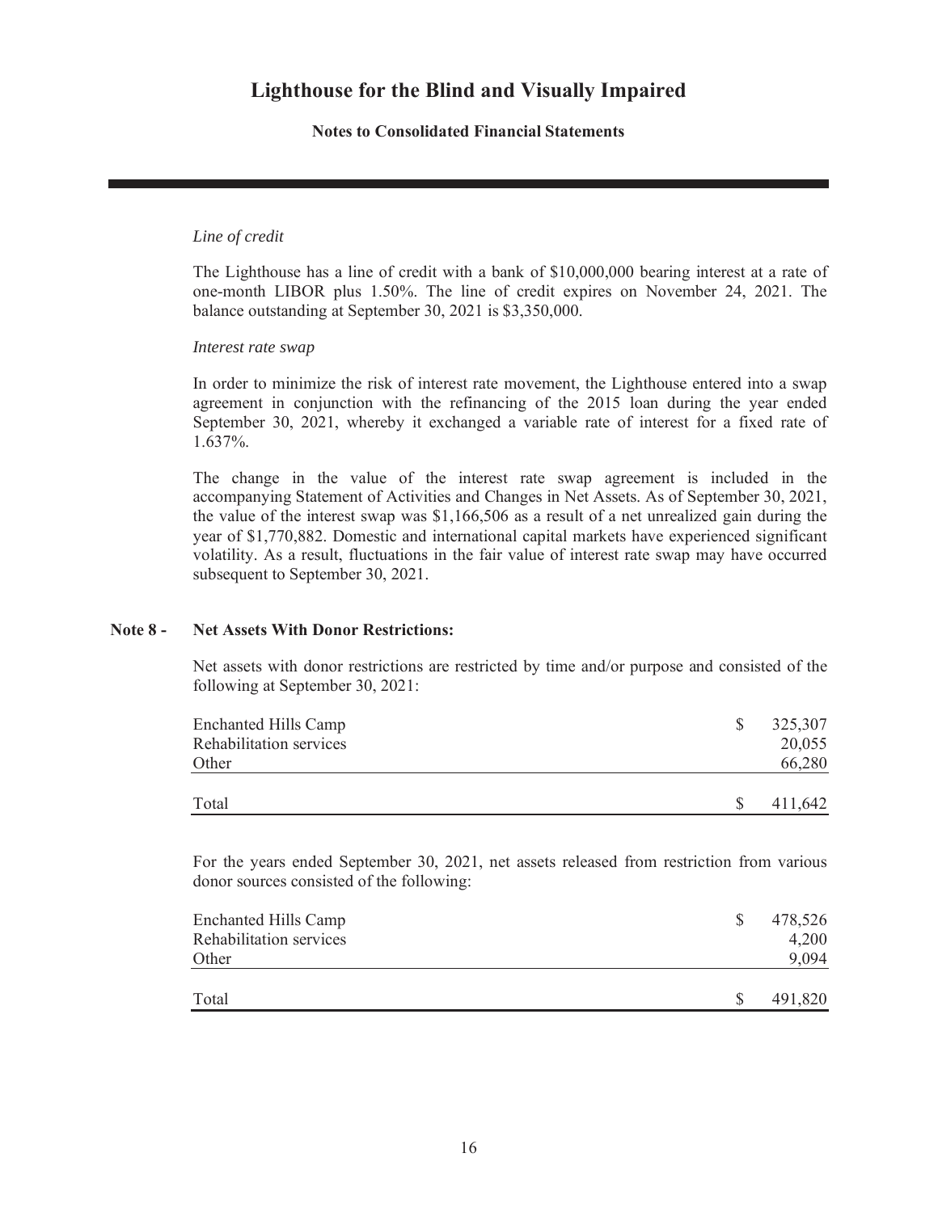*Line of credit*

The Lighthouse has a line of credit with a bank of $10,000,000 bearing interest at a rate of one-month LIBOR plus 1.50%. The line of credit expires on November 24, 2021. The balance outstanding at September 30, 2021 is $3,350,000.

*Interest rate swap*

In order to minimize the risk of interest rate movement, the Lighthouse entered into a swap agreement in conjunction with the refinancing of the 2015 loan during the year ended September 30, 2021, whereby it exchanged a variable rate of interest for a fixed rate of 1.637%.

The change in the value of the interest rate swap agreement is included in the accompanying Statement of Activities and Changes in Net Assets. As of September 30, 2021, the value of the interest swap was $1,166,506 as a result of a net unrealized gain during the year of $1,770,882. Domestic and international capital markets have experienced significant volatility. As a result, fluctuations in the fair value of interest rate swap may have occurred subsequent to September 30, 2021.

## Note 8 - Net Assets With Donor Restrictions:

Net assets with donor restrictions are restricted by time and/or purpose and consisted of the following at September 30, 2021:

| | |
|---|---|
| Enchanted Hills Camp | $ 325,307 |
| Rehabilitation services | 20,055 |
| Other | 66,280 |
| Total | $ 411,642 |

For the years ended September 30, 2021, net assets released from restriction from various donor sources consisted of the following:

| | |
|---|---|
| Enchanted Hills Camp | $ 478,526 |
| Rehabilitation services | 4,200 |
| Other | 9,094 |
| Total | $ 491,820 |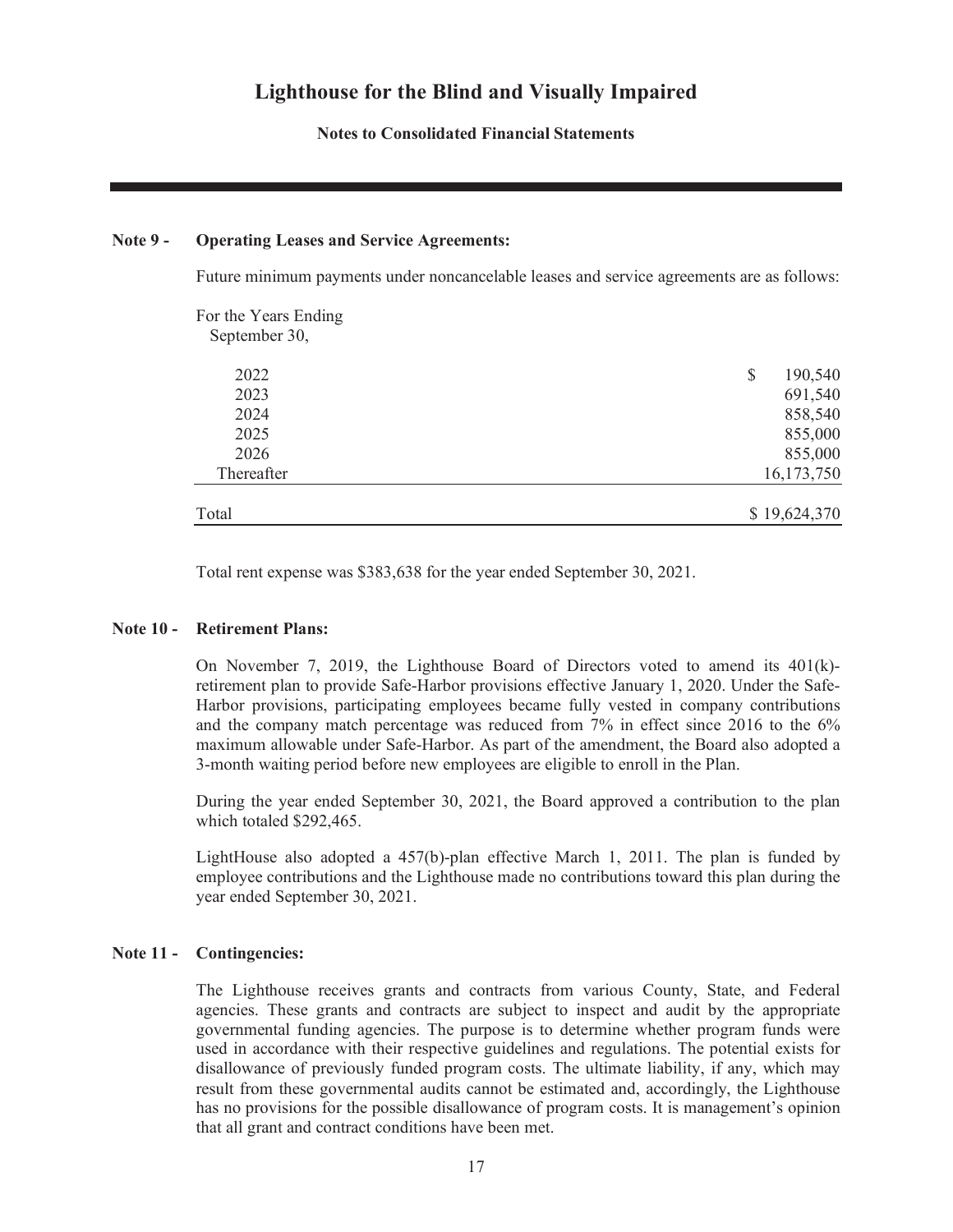# Lighthouse for the Blind and Visually Impaired

**Notes to Consolidated Financial Statements**

## Note 9 - Operating Leases and Service Agreements:

Future minimum payments under noncancelable leases and service agreements are as follows:

| For the Years Ending September 30, | |
|---|---|
| 2022 | $ 190,540 |
| 2023 | 691,540 |
| 2024 | 858,540 |
| 2025 | 855,000 |
| 2026 | 855,000 |
| Thereafter | 16,173,750 |
| Total | $ 19,624,370 |

Total rent expense was $383,638 for the year ended September 30, 2021.

## Note 10 - Retirement Plans:

On November 7, 2019, the Lighthouse Board of Directors voted to amend its 401(k)-retirement plan to provide Safe-Harbor provisions effective January 1, 2020. Under the Safe-Harbor provisions, participating employees became fully vested in company contributions and the company match percentage was reduced from 7% in effect since 2016 to the 6% maximum allowable under Safe-Harbor. As part of the amendment, the Board also adopted a 3-month waiting period before new employees are eligible to enroll in the Plan.

During the year ended September 30, 2021, the Board approved a contribution to the plan which totaled $292,465.

LightHouse also adopted a 457(b)-plan effective March 1, 2011. The plan is funded by employee contributions and the Lighthouse made no contributions toward this plan during the year ended September 30, 2021.

## Note 11 - Contingencies:

The Lighthouse receives grants and contracts from various County, State, and Federal agencies. These grants and contracts are subject to inspect and audit by the appropriate governmental funding agencies. The purpose is to determine whether program funds were used in accordance with their respective guidelines and regulations. The potential exists for disallowance of previously funded program costs. The ultimate liability, if any, which may result from these governmental audits cannot be estimated and, accordingly, the Lighthouse has no provisions for the possible disallowance of program costs. It is management's opinion that all grant and contract conditions have been met.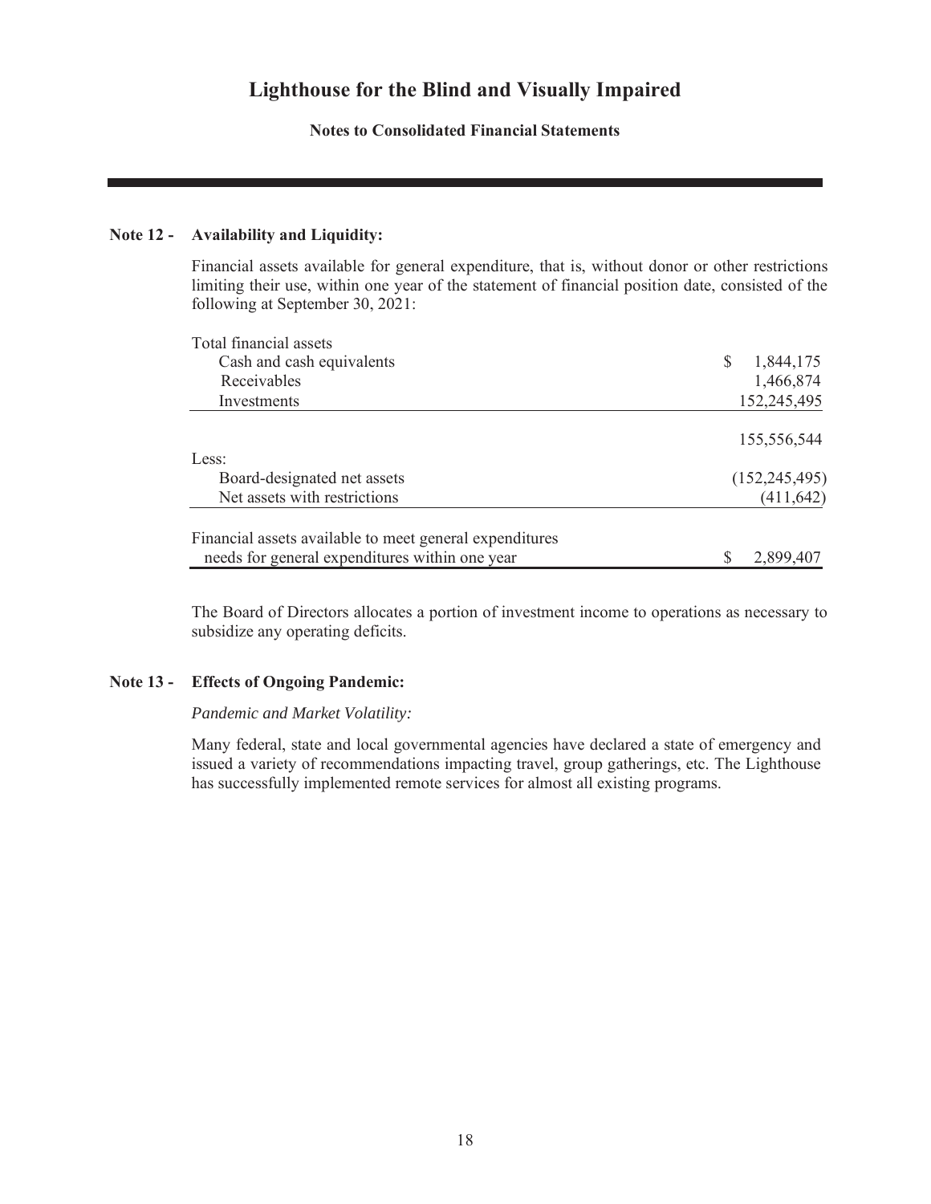# Lighthouse for the Blind and Visually Impaired

**Notes to Consolidated Financial Statements**

## Note 12 - Availability and Liquidity:

Financial assets available for general expenditure, that is, without donor or other restrictions limiting their use, within one year of the statement of financial position date, consisted of the following at September 30, 2021:

| | |
|---|---|
| Total financial assets | |
| Cash and cash equivalents | $ 1,844,175 |
| Receivables | 1,466,874 |
| Investments | 152,245,495 |
| | 155,556,544 |
| Less: | |
| Board-designated net assets | (152,245,495) |
| Net assets with restrictions | (411,642) |
| Financial assets available to meet general expenditures needs for general expenditures within one year | $ 2,899,407 |

The Board of Directors allocates a portion of investment income to operations as necessary to subsidize any operating deficits.

## Note 13 - Effects of Ongoing Pandemic:

*Pandemic and Market Volatility:*

Many federal, state and local governmental agencies have declared a state of emergency and issued a variety of recommendations impacting travel, group gatherings, etc. The Lighthouse has successfully implemented remote services for almost all existing programs.